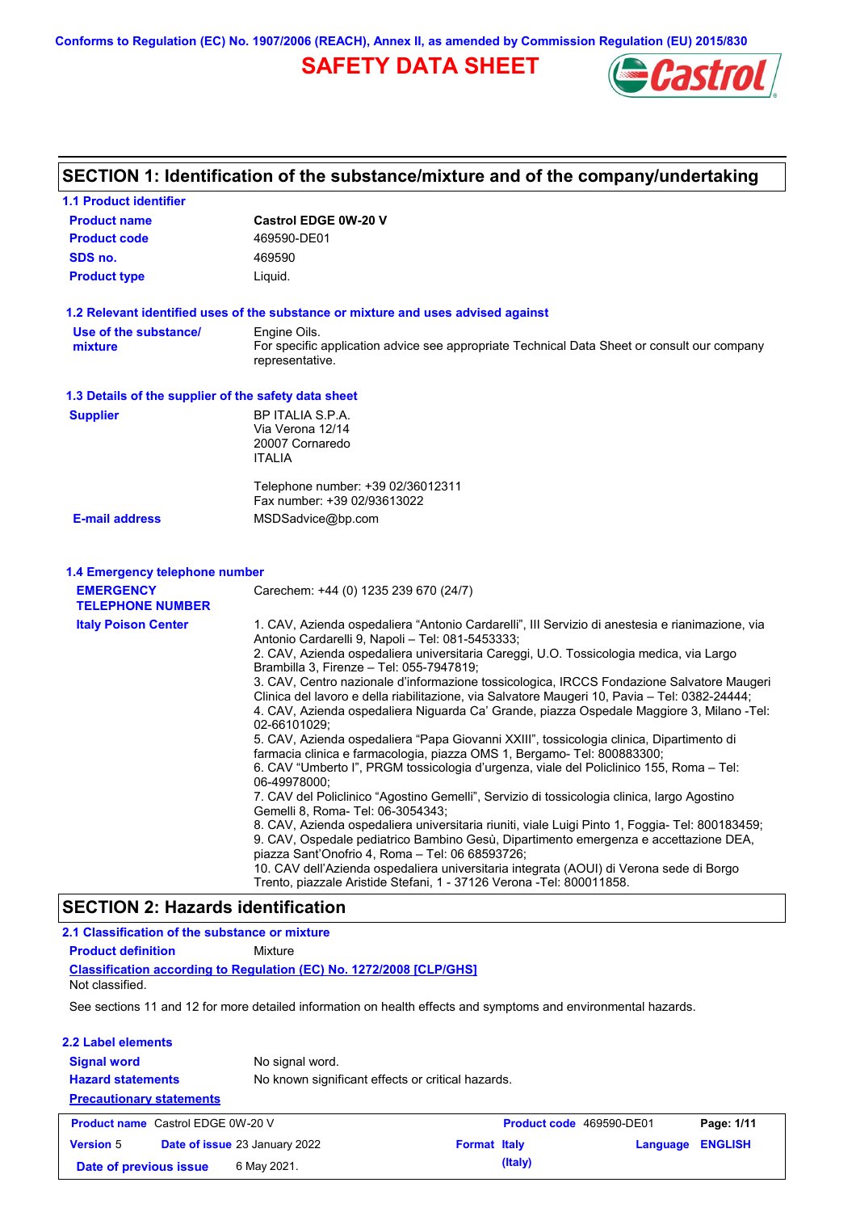Conforms to Regulation (EC) No. 1907/2006 (REACH), Annex II, as amended by Commission Regulation (EU) 2015/830

# SAFETY DATA SHEET

## SECTION 1: Identification of the substance/mixture and of the company/undertaking

### 1.1 Product identifier

| | |
|---|---|
| **Product name** | **Castrol EDGE 0W-20 V** |
| **Product code** | 469590-DE01 |
| **SDS no.** | 469590 |
| **Product type** | Liquid. |

### 1.2 Relevant identified uses of the substance or mixture and uses advised against

| | |
|---|---|
| **Use of the substance/ mixture** | Engine Oils. For specific application advice see appropriate Technical Data Sheet or consult our company representative. |

### 1.3 Details of the supplier of the safety data sheet

| | |
|---|---|
| **Supplier** | BP ITALIA S.P.A. Via Verona 12/14 20007 Cornaredo ITALIA<br><br>Telephone number: +39 02/36012311 Fax number: +39 02/93613022 |
| **E-mail address** | MSDSadvice@bp.com |

### 1.4 Emergency telephone number

| | |
|---|---|
| **EMERGENCY TELEPHONE NUMBER** | Carechem: +44 (0) 1235 239 670 (24/7) |
| **Italy Poison Center** | 1. CAV, Azienda ospedaliera “Antonio Cardarelli”, III Servizio di anestesia e rianimazione, via Antonio Cardarelli 9, Napoli – Tel: 081-5453333;<br>2. CAV, Azienda ospedaliera universitaria Careggi, U.O. Tossicologia medica, via Largo Brambilla 3, Firenze – Tel: 055-7947819;<br>3. CAV, Centro nazionale d’informazione tossicologica, IRCCS Fondazione Salvatore Maugeri Clinica del lavoro e della riabilitazione, via Salvatore Maugeri 10, Pavia – Tel: 0382-24444;<br>4. CAV, Azienda ospedaliera Niguarda Ca’ Grande, piazza Ospedale Maggiore 3, Milano -Tel: 02-66101029;<br>5. CAV, Azienda ospedaliera “Papa Giovanni XXIII”, tossicologia clinica, Dipartimento di farmacia clinica e farmacologia, piazza OMS 1, Bergamo- Tel: 800883300;<br>6. CAV “Umberto I”, PRGM tossicologia d’urgenza, viale del Policlinico 155, Roma – Tel: 06-49978000;<br>7. CAV del Policlinico “Agostino Gemelli”, Servizio di tossicologia clinica, largo Agostino Gemelli 8, Roma- Tel: 06-3054343;<br>8. CAV, Azienda ospedaliera universitaria riuniti, viale Luigi Pinto 1, Foggia- Tel: 800183459;<br>9. CAV, Ospedale pediatrico Bambino Gesù, Dipartimento emergenza e accettazione DEA, piazza Sant’Onofrio 4, Roma – Tel: 06 68593726;<br>10. CAV dell’Azienda ospedaliera universitaria integrata (AOUI) di Verona sede di Borgo Trento, piazzale Aristide Stefani, 1 - 37126 Verona -Tel: 800011858. |

## SECTION 2: Hazards identification

### 2.1 Classification of the substance or mixture

**Product definition** Mixture

**Classification according to Regulation (EC) No. 1272/2008 [CLP/GHS]**

Not classified.

See sections 11 and 12 for more detailed information on health effects and symptoms and environmental hazards.

### 2.2 Label elements

| | |
|---|---|
| **Signal word** | No signal word. |
| **Hazard statements** | No known significant effects or critical hazards. |

**Precautionary statements**

| | | | |
|---|---|---|---|
| **Product name** Castrol EDGE 0W-20 V | **Product code** 469590-DE01 | | |
| **Version** 5 | **Date of issue** 23 January 2022 | **Format** Italy (Italy) | **Language** ENGLISH |
| **Date of previous issue** 6 May 2021. | | | |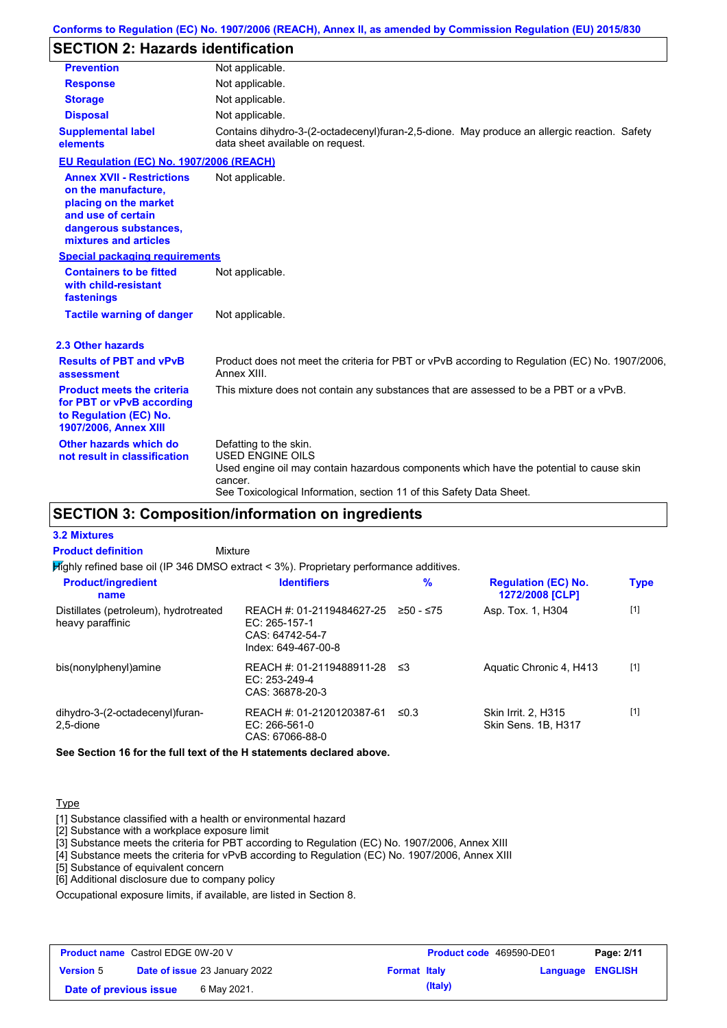## SECTION 2: Hazards identification

| | |
|---|---|
| **Prevention** | Not applicable. |
| **Response** | Not applicable. |
| **Storage** | Not applicable. |
| **Disposal** | Not applicable. |
| **Supplemental label elements** | Contains dihydro-3-(2-octadecenyl)furan-2,5-dione. May produce an allergic reaction. Safety data sheet available on request. |

**EU Regulation (EC) No. 1907/2006 (REACH)**

| | |
|---|---|
| **Annex XVII - Restrictions on the manufacture, placing on the market and use of certain dangerous substances, mixtures and articles** | Not applicable. |

**Special packaging requirements**

| | |
|---|---|
| **Containers to be fitted with child-resistant fastenings** | Not applicable. |
| **Tactile warning of danger** | Not applicable. |

### 2.3 Other hazards

| | |
|---|---|
| **Results of PBT and vPvB assessment** | Product does not meet the criteria for PBT or vPvB according to Regulation (EC) No. 1907/2006, Annex XIII. |
| **Product meets the criteria for PBT or vPvB according to Regulation (EC) No. 1907/2006, Annex XIII** | This mixture does not contain any substances that are assessed to be a PBT or a vPvB. |
| **Other hazards which do not result in classification** | Defatting to the skin.<br>USED ENGINE OILS<br>Used engine oil may contain hazardous components which have the potential to cause skin cancer.<br>See Toxicological Information, section 11 of this Safety Data Sheet. |

## SECTION 3: Composition/information on ingredients

### 3.2 Mixtures

**Product definition** Mixture

Highly refined base oil (IP 346 DMSO extract < 3%). Proprietary performance additives.

| Product/ingredient name | Identifiers | % | Regulation (EC) No. 1272/2008 [CLP] | Type |
|---|---|---|---|---|
| Distillates (petroleum), hydrotreated heavy paraffinic | REACH #: 01-2119484627-25<br>EC: 265-157-1<br>CAS: 64742-54-7<br>Index: 649-467-00-8 | ≥50 - ≤75 | Asp. Tox. 1, H304 | [1] |
| bis(nonylphenyl)amine | REACH #: 01-2119488911-28<br>EC: 253-249-4<br>CAS: 36878-20-3 | ≤3 | Aquatic Chronic 4, H413 | [1] |
| dihydro-3-(2-octadecenyl)furan-2,5-dione | REACH #: 01-2120120387-61<br>EC: 266-561-0<br>CAS: 67066-88-0 | ≤0.3 | Skin Irrit. 2, H315<br>Skin Sens. 1B, H317 | [1] |

**See Section 16 for the full text of the H statements declared above.**

Type

[1] Substance classified with a health or environmental hazard
[2] Substance with a workplace exposure limit
[3] Substance meets the criteria for PBT according to Regulation (EC) No. 1907/2006, Annex XIII
[4] Substance meets the criteria for vPvB according to Regulation (EC) No. 1907/2006, Annex XIII
[5] Substance of equivalent concern
[6] Additional disclosure due to company policy

Occupational exposure limits, if available, are listed in Section 8.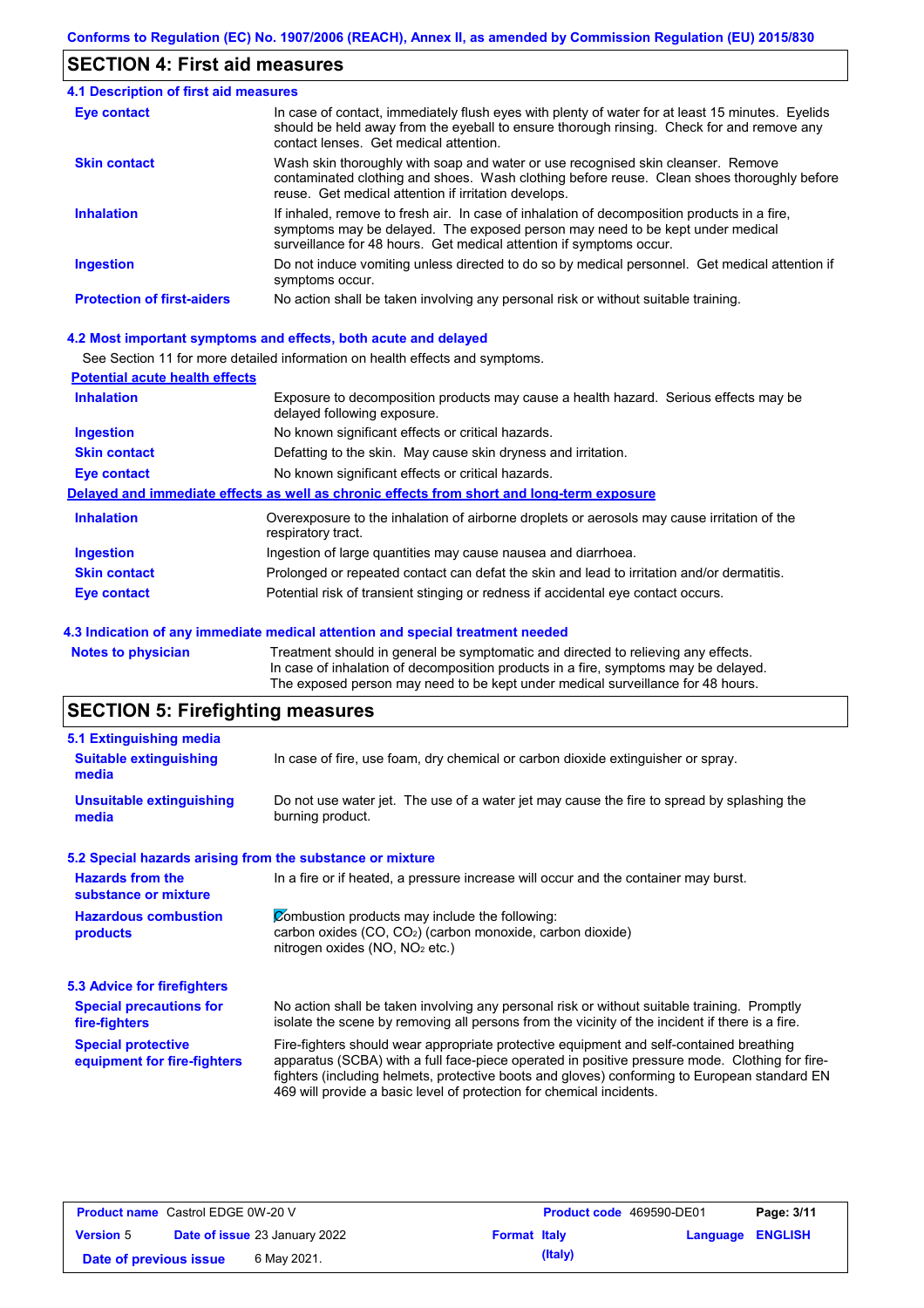## SECTION 4: First aid measures

### 4.1 Description of first aid measures

| | |
|---|---|
| **Eye contact** | In case of contact, immediately flush eyes with plenty of water for at least 15 minutes. Eyelids should be held away from the eyeball to ensure thorough rinsing. Check for and remove any contact lenses. Get medical attention. |
| **Skin contact** | Wash skin thoroughly with soap and water or use recognised skin cleanser. Remove contaminated clothing and shoes. Wash clothing before reuse. Clean shoes thoroughly before reuse. Get medical attention if irritation develops. |
| **Inhalation** | If inhaled, remove to fresh air. In case of inhalation of decomposition products in a fire, symptoms may be delayed. The exposed person may need to be kept under medical surveillance for 48 hours. Get medical attention if symptoms occur. |
| **Ingestion** | Do not induce vomiting unless directed to do so by medical personnel. Get medical attention if symptoms occur. |
| **Protection of first-aiders** | No action shall be taken involving any personal risk or without suitable training. |

### 4.2 Most important symptoms and effects, both acute and delayed

See Section 11 for more detailed information on health effects and symptoms.

**Potential acute health effects**

| | |
|---|---|
| **Inhalation** | Exposure to decomposition products may cause a health hazard. Serious effects may be delayed following exposure. |
| **Ingestion** | No known significant effects or critical hazards. |
| **Skin contact** | Defatting to the skin. May cause skin dryness and irritation. |
| **Eye contact** | No known significant effects or critical hazards. |

**Delayed and immediate effects as well as chronic effects from short and long-term exposure**

| | |
|---|---|
| **Inhalation** | Overexposure to the inhalation of airborne droplets or aerosols may cause irritation of the respiratory tract. |
| **Ingestion** | Ingestion of large quantities may cause nausea and diarrhoea. |
| **Skin contact** | Prolonged or repeated contact can defat the skin and lead to irritation and/or dermatitis. |
| **Eye contact** | Potential risk of transient stinging or redness if accidental eye contact occurs. |

### 4.3 Indication of any immediate medical attention and special treatment needed

| | |
|---|---|
| **Notes to physician** | Treatment should in general be symptomatic and directed to relieving any effects. In case of inhalation of decomposition products in a fire, symptoms may be delayed. The exposed person may need to be kept under medical surveillance for 48 hours. |

## SECTION 5: Firefighting measures

### 5.1 Extinguishing media

| | |
|---|---|
| **Suitable extinguishing media** | In case of fire, use foam, dry chemical or carbon dioxide extinguisher or spray. |
| **Unsuitable extinguishing media** | Do not use water jet. The use of a water jet may cause the fire to spread by splashing the burning product. |

### 5.2 Special hazards arising from the substance or mixture

| | |
|---|---|
| **Hazards from the substance or mixture** | In a fire or if heated, a pressure increase will occur and the container may burst. |
| **Hazardous combustion products** | Combustion products may include the following: carbon oxides (CO, $CO_2$) (carbon monoxide, carbon dioxide) nitrogen oxides (NO, $NO_2$ etc.) |

### 5.3 Advice for firefighters

| | |
|---|---|
| **Special precautions for fire-fighters** | No action shall be taken involving any personal risk or without suitable training. Promptly isolate the scene by removing all persons from the vicinity of the incident if there is a fire. |
| **Special protective equipment for fire-fighters** | Fire-fighters should wear appropriate protective equipment and self-contained breathing apparatus (SCBA) with a full face-piece operated in positive pressure mode. Clothing for fire-fighters (including helmets, protective boots and gloves) conforming to European standard EN 469 will provide a basic level of protection for chemical incidents. |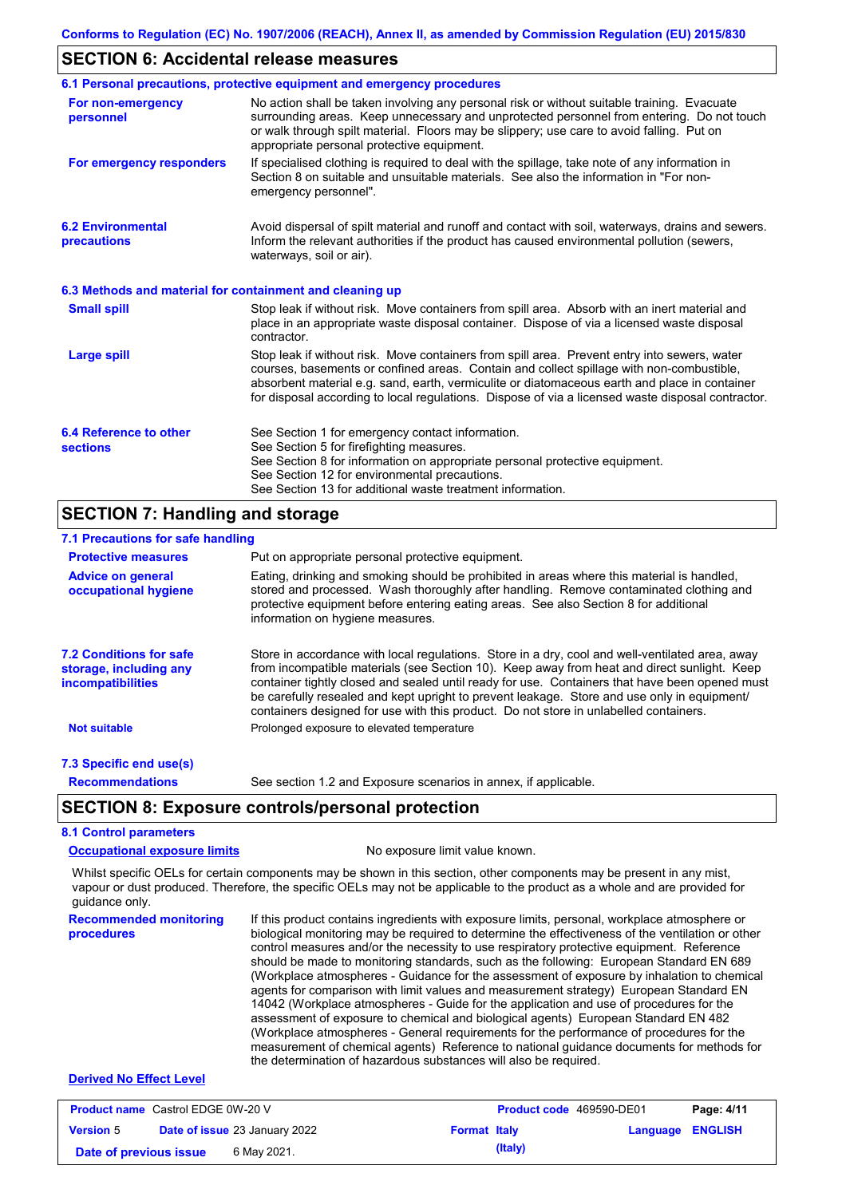## SECTION 6: Accidental release measures

### 6.1 Personal precautions, protective equipment and emergency procedures

**For non-emergency personnel**

No action shall be taken involving any personal risk or without suitable training. Evacuate surrounding areas. Keep unnecessary and unprotected personnel from entering. Do not touch or walk through spilt material. Floors may be slippery; use care to avoid falling. Put on appropriate personal protective equipment.

**For emergency responders**

If specialised clothing is required to deal with the spillage, take note of any information in Section 8 on suitable and unsuitable materials. See also the information in "For non-emergency personnel".

### 6.2 Environmental precautions

Avoid dispersal of spilt material and runoff and contact with soil, waterways, drains and sewers. Inform the relevant authorities if the product has caused environmental pollution (sewers, waterways, soil or air).

### 6.3 Methods and material for containment and cleaning up

**Small spill**

Stop leak if without risk. Move containers from spill area. Absorb with an inert material and place in an appropriate waste disposal container. Dispose of via a licensed waste disposal contractor.

**Large spill**

Stop leak if without risk. Move containers from spill area. Prevent entry into sewers, water courses, basements or confined areas. Contain and collect spillage with non-combustible, absorbent material e.g. sand, earth, vermiculite or diatomaceous earth and place in container for disposal according to local regulations. Dispose of via a licensed waste disposal contractor.

### 6.4 Reference to other sections

See Section 1 for emergency contact information.
See Section 5 for firefighting measures.
See Section 8 for information on appropriate personal protective equipment.
See Section 12 for environmental precautions.
See Section 13 for additional waste treatment information.

## SECTION 7: Handling and storage

### 7.1 Precautions for safe handling

**Protective measures**

Put on appropriate personal protective equipment.

**Advice on general occupational hygiene**

Eating, drinking and smoking should be prohibited in areas where this material is handled, stored and processed. Wash thoroughly after handling. Remove contaminated clothing and protective equipment before entering eating areas. See also Section 8 for additional information on hygiene measures.

### 7.2 Conditions for safe storage, including any incompatibilities

Store in accordance with local regulations. Store in a dry, cool and well-ventilated area, away from incompatible materials (see Section 10). Keep away from heat and direct sunlight. Keep container tightly closed and sealed until ready for use. Containers that have been opened must be carefully resealed and kept upright to prevent leakage. Store and use only in equipment/ containers designed for use with this product. Do not store in unlabelled containers.

**Not suitable**

Prolonged exposure to elevated temperature

### 7.3 Specific end use(s)

**Recommendations**

See section 1.2 and Exposure scenarios in annex, if applicable.

## SECTION 8: Exposure controls/personal protection

### 8.1 Control parameters

**Occupational exposure limits**

No exposure limit value known.

Whilst specific OELs for certain components may be shown in this section, other components may be present in any mist, vapour or dust produced. Therefore, the specific OELs may not be applicable to the product as a whole and are provided for guidance only.

**Recommended monitoring procedures**

If this product contains ingredients with exposure limits, personal, workplace atmosphere or biological monitoring may be required to determine the effectiveness of the ventilation or other control measures and/or the necessity to use respiratory protective equipment. Reference should be made to monitoring standards, such as the following: European Standard EN 689 (Workplace atmospheres - Guidance for the assessment of exposure by inhalation to chemical agents for comparison with limit values and measurement strategy) European Standard EN 14042 (Workplace atmospheres - Guide for the application and use of procedures for the assessment of exposure to chemical and biological agents) European Standard EN 482 (Workplace atmospheres - General requirements for the performance of procedures for the measurement of chemical agents) Reference to national guidance documents for methods for the determination of hazardous substances will also be required.

**Derived No Effect Level**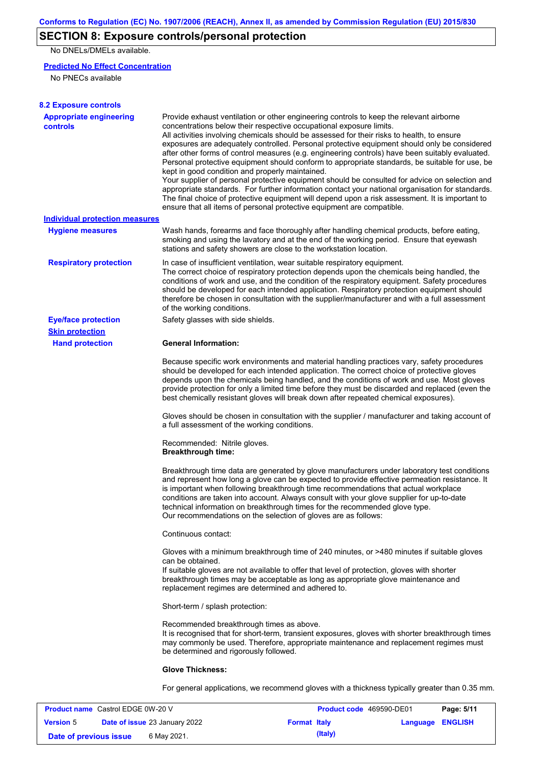## SECTION 8: Exposure controls/personal protection

No DNELs/DMELs available.

**Predicted No Effect Concentration**

No PNECs available

### 8.2 Exposure controls

**Appropriate engineering controls**

Provide exhaust ventilation or other engineering controls to keep the relevant airborne concentrations below their respective occupational exposure limits.
All activities involving chemicals should be assessed for their risks to health, to ensure exposures are adequately controlled. Personal protective equipment should only be considered after other forms of control measures (e.g. engineering controls) have been suitably evaluated. Personal protective equipment should conform to appropriate standards, be suitable for use, be kept in good condition and properly maintained.
Your supplier of personal protective equipment should be consulted for advice on selection and appropriate standards. For further information contact your national organisation for standards. The final choice of protective equipment will depend upon a risk assessment. It is important to ensure that all items of personal protective equipment are compatible.

**Individual protection measures**

**Hygiene measures**

Wash hands, forearms and face thoroughly after handling chemical products, before eating, smoking and using the lavatory and at the end of the working period. Ensure that eyewash stations and safety showers are close to the workstation location.

**Respiratory protection**

In case of insufficient ventilation, wear suitable respiratory equipment.
The correct choice of respiratory protection depends upon the chemicals being handled, the conditions of work and use, and the condition of the respiratory equipment. Safety procedures should be developed for each intended application. Respiratory protection equipment should therefore be chosen in consultation with the supplier/manufacturer and with a full assessment of the working conditions.

**Eye/face protection**

Safety glasses with side shields.

**Skin protection**

**Hand protection**

**General Information:**

Because specific work environments and material handling practices vary, safety procedures should be developed for each intended application. The correct choice of protective gloves depends upon the chemicals being handled, and the conditions of work and use. Most gloves provide protection for only a limited time before they must be discarded and replaced (even the best chemically resistant gloves will break down after repeated chemical exposures).

Gloves should be chosen in consultation with the supplier / manufacturer and taking account of a full assessment of the working conditions.

Recommended: Nitrile gloves.
**Breakthrough time:**

Breakthrough time data are generated by glove manufacturers under laboratory test conditions and represent how long a glove can be expected to provide effective permeation resistance. It is important when following breakthrough time recommendations that actual workplace conditions are taken into account. Always consult with your glove supplier for up-to-date technical information on breakthrough times for the recommended glove type.
Our recommendations on the selection of gloves are as follows:

Continuous contact:

Gloves with a minimum breakthrough time of 240 minutes, or >480 minutes if suitable gloves can be obtained.
If suitable gloves are not available to offer that level of protection, gloves with shorter breakthrough times may be acceptable as long as appropriate glove maintenance and replacement regimes are determined and adhered to.

Short-term / splash protection:

Recommended breakthrough times as above.
It is recognised that for short-term, transient exposures, gloves with shorter breakthrough times may commonly be used. Therefore, appropriate maintenance and replacement regimes must be determined and rigorously followed.

**Glove Thickness:**

For general applications, we recommend gloves with a thickness typically greater than 0.35 mm.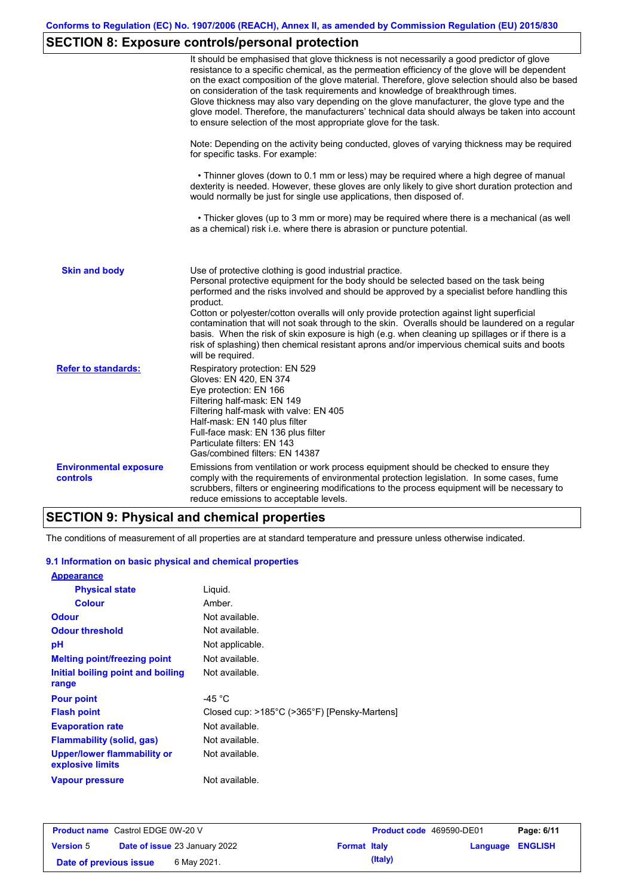## SECTION 8: Exposure controls/personal protection

It should be emphasised that glove thickness is not necessarily a good predictor of glove resistance to a specific chemical, as the permeation efficiency of the glove will be dependent on the exact composition of the glove material. Therefore, glove selection should also be based on consideration of the task requirements and knowledge of breakthrough times.
Glove thickness may also vary depending on the glove manufacturer, the glove type and the glove model. Therefore, the manufacturers' technical data should always be taken into account to ensure selection of the most appropriate glove for the task.

Note: Depending on the activity being conducted, gloves of varying thickness may be required for specific tasks. For example:

- Thinner gloves (down to 0.1 mm or less) may be required where a high degree of manual dexterity is needed. However, these gloves are only likely to give short duration protection and would normally be just for single use applications, then disposed of.

- Thicker gloves (up to 3 mm or more) may be required where there is a mechanical (as well as a chemical) risk i.e. where there is abrasion or puncture potential.

**Skin and body**

Use of protective clothing is good industrial practice.
Personal protective equipment for the body should be selected based on the task being performed and the risks involved and should be approved by a specialist before handling this product.
Cotton or polyester/cotton overalls will only provide protection against light superficial contamination that will not soak through to the skin. Overalls should be laundered on a regular basis. When the risk of skin exposure is high (e.g. when cleaning up spillages or if there is a risk of splashing) then chemical resistant aprons and/or impervious chemical suits and boots will be required.

**Refer to standards:**

Respiratory protection: EN 529
Gloves: EN 420, EN 374
Eye protection: EN 166
Filtering half-mask: EN 149
Filtering half-mask with valve: EN 405
Half-mask: EN 140 plus filter
Full-face mask: EN 136 plus filter
Particulate filters: EN 143
Gas/combined filters: EN 14387

**Environmental exposure controls**

Emissions from ventilation or work process equipment should be checked to ensure they comply with the requirements of environmental protection legislation. In some cases, fume scrubbers, filters or engineering modifications to the process equipment will be necessary to reduce emissions to acceptable levels.

## SECTION 9: Physical and chemical properties

The conditions of measurement of all properties are at standard temperature and pressure unless otherwise indicated.

### 9.1 Information on basic physical and chemical properties

**Appearance**

| Property | Value |
|---|---|
| Physical state | Liquid. |
| Colour | Amber. |
| Odour | Not available. |
| Odour threshold | Not available. |
| pH | Not applicable. |
| Melting point/freezing point | Not available. |
| Initial boiling point and boiling range | Not available. |
| Pour point | -45 °C |
| Flash point | Closed cup: >185°C (>365°F) [Pensky-Martens] |
| Evaporation rate | Not available. |
| Flammability (solid, gas) | Not available. |
| Upper/lower flammability or explosive limits | Not available. |
| Vapour pressure | Not available. |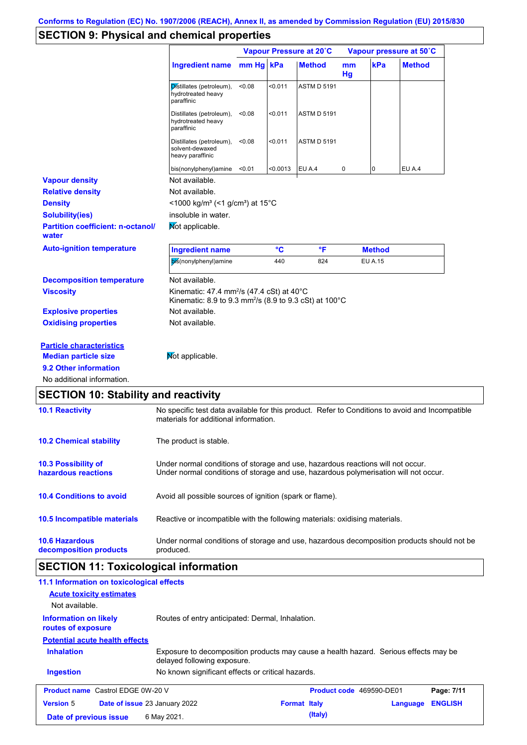Conforms to Regulation (EC) No. 1907/2006 (REACH), Annex II, as amended by Commission Regulation (EU) 2015/830

## SECTION 9: Physical and chemical properties

| Ingredient name | Vapour Pressure at 20˚C mm Hg | kPa | Method | Vapour pressure at 50˚C mm Hg | kPa | Method |
|---|---|---|---|---|---|---|
| Distillates (petroleum), hydrotreated heavy paraffinic | <0.08 | <0.011 | ASTM D 5191 | | | |
| Distillates (petroleum), hydrotreated heavy paraffinic | <0.08 | <0.011 | ASTM D 5191 | | | |
| Distillates (petroleum), solvent-dewaxed heavy paraffinic | <0.08 | <0.011 | ASTM D 5191 | | | |
| bis(nonylphenyl)amine | <0.01 | <0.0013 | EU A.4 | 0 | 0 | EU A.4 |

**Vapour density** Not available.

**Relative density** Not available.

**Density** <1000 kg/m³ (<1 g/cm³) at 15°C

**Solubility(ies)** insoluble in water.

**Partition coefficient: n-octanol/water** Not applicable.

**Auto-ignition temperature**

| Ingredient name | °C | °F | Method |
|---|---|---|---|
| bis(nonylphenyl)amine | 440 | 824 | EU A.15 |

**Decomposition temperature** Not available.

**Viscosity** Kinematic: 47.4 mm²/s (47.4 cSt) at 40°C
Kinematic: 8.9 to 9.3 mm²/s (8.9 to 9.3 cSt) at 100°C

**Explosive properties** Not available.

**Oxidising properties** Not available.

**Particle characteristics**

**Median particle size** Not applicable.

**9.2 Other information**

No additional information.

## SECTION 10: Stability and reactivity

**10.1 Reactivity** No specific test data available for this product. Refer to Conditions to avoid and Incompatible materials for additional information.

**10.2 Chemical stability** The product is stable.

**10.3 Possibility of hazardous reactions** Under normal conditions of storage and use, hazardous reactions will not occur.
Under normal conditions of storage and use, hazardous polymerisation will not occur.

**10.4 Conditions to avoid** Avoid all possible sources of ignition (spark or flame).

**10.5 Incompatible materials** Reactive or incompatible with the following materials: oxidising materials.

**10.6 Hazardous decomposition products** Under normal conditions of storage and use, hazardous decomposition products should not be produced.

## SECTION 11: Toxicological information

**11.1 Information on toxicological effects**

**Acute toxicity estimates**

Not available.

**Information on likely routes of exposure** Routes of entry anticipated: Dermal, Inhalation.

**Potential acute health effects**

**Inhalation** Exposure to decomposition products may cause a health hazard. Serious effects may be delayed following exposure.

**Ingestion** No known significant effects or critical hazards.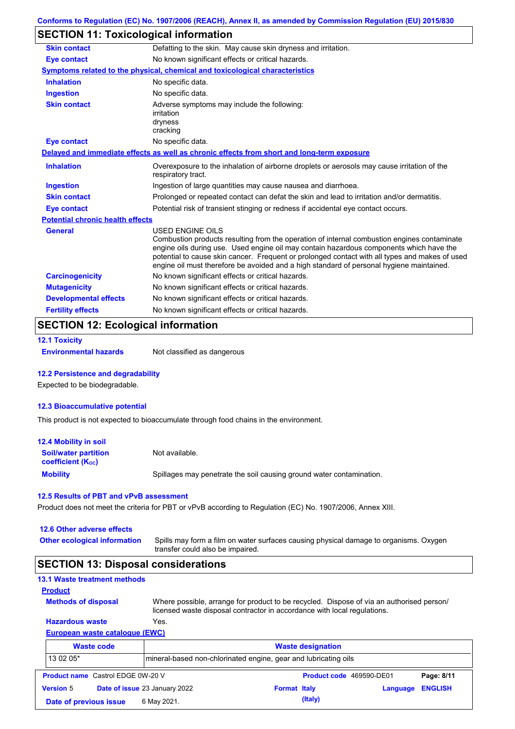## SECTION 11: Toxicological information

| | |
|---|---|
| **Skin contact** | Defatting to the skin. May cause skin dryness and irritation. |
| **Eye contact** | No known significant effects or critical hazards. |

**Symptoms related to the physical, chemical and toxicological characteristics**

| | |
|---|---|
| **Inhalation** | No specific data. |
| **Ingestion** | No specific data. |
| **Skin contact** | Adverse symptoms may include the following: irritation dryness cracking |
| **Eye contact** | No specific data. |

**Delayed and immediate effects as well as chronic effects from short and long-term exposure**

| | |
|---|---|
| **Inhalation** | Overexposure to the inhalation of airborne droplets or aerosols may cause irritation of the respiratory tract. |
| **Ingestion** | Ingestion of large quantities may cause nausea and diarrhoea. |
| **Skin contact** | Prolonged or repeated contact can defat the skin and lead to irritation and/or dermatitis. |
| **Eye contact** | Potential risk of transient stinging or redness if accidental eye contact occurs. |

**Potential chronic health effects**

| | |
|---|---|
| **General** | USED ENGINE OILS<br>Combustion products resulting from the operation of internal combustion engines contaminate engine oils during use. Used engine oil may contain hazardous components which have the potential to cause skin cancer. Frequent or prolonged contact with all types and makes of used engine oil must therefore be avoided and a high standard of personal hygiene maintained. |
| **Carcinogenicity** | No known significant effects or critical hazards. |
| **Mutagenicity** | No known significant effects or critical hazards. |
| **Developmental effects** | No known significant effects or critical hazards. |
| **Fertility effects** | No known significant effects or critical hazards. |

## SECTION 12: Ecological information

### 12.1 Toxicity

**Environmental hazards** Not classified as dangerous

### 12.2 Persistence and degradability

Expected to be biodegradable.

### 12.3 Bioaccumulative potential

This product is not expected to bioaccumulate through food chains in the environment.

### 12.4 Mobility in soil

| | |
|---|---|
| **Soil/water partition coefficient ($K_{OC}$)** | Not available. |
| **Mobility** | Spillages may penetrate the soil causing ground water contamination. |

### 12.5 Results of PBT and vPvB assessment

Product does not meet the criteria for PBT or vPvB according to Regulation (EC) No. 1907/2006, Annex XIII.

### 12.6 Other adverse effects

**Other ecological information** Spills may form a film on water surfaces causing physical damage to organisms. Oxygen transfer could also be impaired.

## SECTION 13: Disposal considerations

### 13.1 Waste treatment methods

**Product**

| | |
|---|---|
| **Methods of disposal** | Where possible, arrange for product to be recycled. Dispose of via an authorised person/ licensed waste disposal contractor in accordance with local regulations. |
| **Hazardous waste** | Yes. |

**European waste catalogue (EWC)**

| Waste code | Waste designation |
|---|---|
| 13 02 05* | mineral-based non-chlorinated engine, gear and lubricating oils |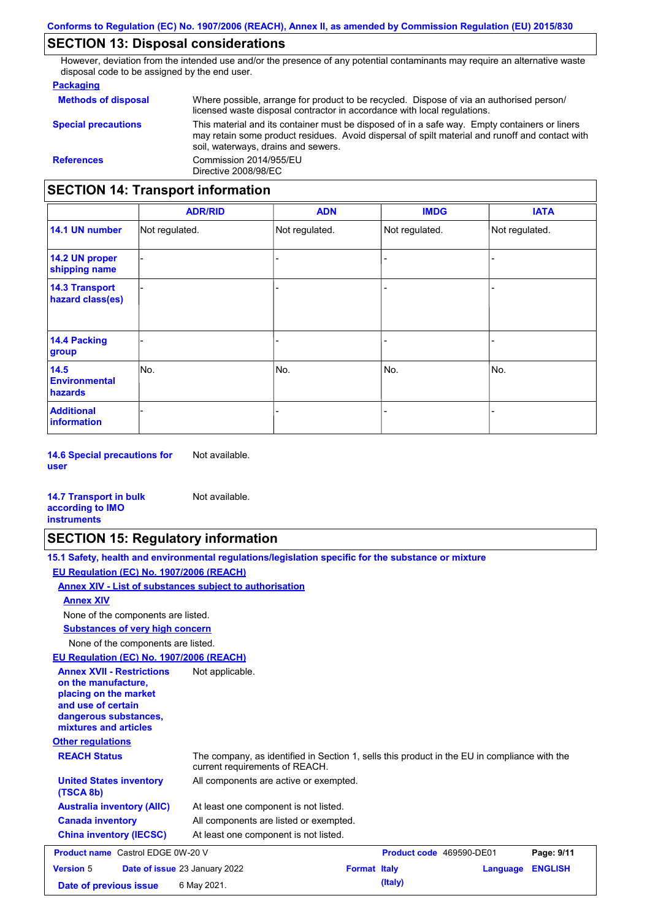## SECTION 13: Disposal considerations

However, deviation from the intended use and/or the presence of any potential contaminants may require an alternative waste disposal code to be assigned by the end user.

**Packaging**

**Methods of disposal** Where possible, arrange for product to be recycled. Dispose of via an authorised person/ licensed waste disposal contractor in accordance with local regulations.

**Special precautions** This material and its container must be disposed of in a safe way. Empty containers or liners may retain some product residues. Avoid dispersal of spilt material and runoff and contact with soil, waterways, drains and sewers.

**References** Commission 2014/955/EU
Directive 2008/98/EC

## SECTION 14: Transport information

| | ADR/RID | ADN | IMDG | IATA |
|---|---|---|---|---|
| **14.1 UN number** | Not regulated. | Not regulated. | Not regulated. | Not regulated. |
| **14.2 UN proper shipping name** | - | - | - | - |
| **14.3 Transport hazard class(es)** | - | - | - | - |
| **14.4 Packing group** | - | - | - | - |
| **14.5 Environmental hazards** | No. | No. | No. | No. |
| **Additional information** | - | - | - | - |

**14.6 Special precautions for user** Not available.

**14.7 Transport in bulk according to IMO instruments** Not available.

## SECTION 15: Regulatory information

**15.1 Safety, health and environmental regulations/legislation specific for the substance or mixture**

**EU Regulation (EC) No. 1907/2006 (REACH)**

**Annex XIV - List of substances subject to authorisation**

**Annex XIV**

None of the components are listed.

**Substances of very high concern**

None of the components are listed.

**EU Regulation (EC) No. 1907/2006 (REACH)**

**Annex XVII - Restrictions on the manufacture, placing on the market and use of certain dangerous substances, mixtures and articles** Not applicable.

**Other regulations**

**REACH Status** The company, as identified in Section 1, sells this product in the EU in compliance with the current requirements of REACH.

**United States inventory (TSCA 8b)** All components are active or exempted.

**Australia inventory (AIIC)** At least one component is not listed.

**Canada inventory** All components are listed or exempted.

**China inventory (IECSC)** At least one component is not listed.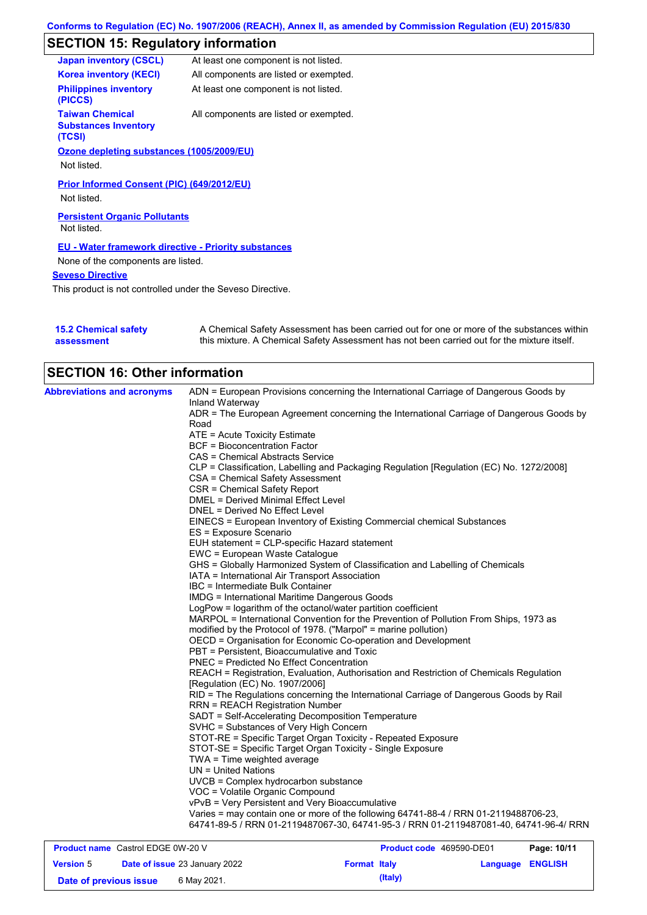## SECTION 15: Regulatory information

| | |
|---|---|
| **Japan inventory (CSCL)** | At least one component is not listed. |
| **Korea inventory (KECI)** | All components are listed or exempted. |
| **Philippines inventory (PICCS)** | At least one component is not listed. |
| **Taiwan Chemical Substances Inventory (TCSI)** | All components are listed or exempted. |

**Ozone depleting substances (1005/2009/EU)**

Not listed.

**Prior Informed Consent (PIC) (649/2012/EU)**

Not listed.

**Persistent Organic Pollutants**

Not listed.

**EU - Water framework directive - Priority substances**

None of the components are listed.

**Seveso Directive**

This product is not controlled under the Seveso Directive.

**15.2 Chemical safety assessment**

A Chemical Safety Assessment has been carried out for one or more of the substances within this mixture. A Chemical Safety Assessment has not been carried out for the mixture itself.

## SECTION 16: Other information

**Abbreviations and acronyms**

ADN = European Provisions concerning the International Carriage of Dangerous Goods by Inland Waterway
ADR = The European Agreement concerning the International Carriage of Dangerous Goods by Road
ATE = Acute Toxicity Estimate
BCF = Bioconcentration Factor
CAS = Chemical Abstracts Service
CLP = Classification, Labelling and Packaging Regulation [Regulation (EC) No. 1272/2008]
CSA = Chemical Safety Assessment
CSR = Chemical Safety Report
DMEL = Derived Minimal Effect Level
DNEL = Derived No Effect Level
EINECS = European Inventory of Existing Commercial chemical Substances
ES = Exposure Scenario
EUH statement = CLP-specific Hazard statement
EWC = European Waste Catalogue
GHS = Globally Harmonized System of Classification and Labelling of Chemicals
IATA = International Air Transport Association
IBC = Intermediate Bulk Container
IMDG = International Maritime Dangerous Goods
LogPow = logarithm of the octanol/water partition coefficient
MARPOL = International Convention for the Prevention of Pollution From Ships, 1973 as modified by the Protocol of 1978. ("Marpol" = marine pollution)
OECD = Organisation for Economic Co-operation and Development
PBT = Persistent, Bioaccumulative and Toxic
PNEC = Predicted No Effect Concentration
REACH = Registration, Evaluation, Authorisation and Restriction of Chemicals Regulation [Regulation (EC) No. 1907/2006]
RID = The Regulations concerning the International Carriage of Dangerous Goods by Rail
RRN = REACH Registration Number
SADT = Self-Accelerating Decomposition Temperature
SVHC = Substances of Very High Concern
STOT-RE = Specific Target Organ Toxicity - Repeated Exposure
STOT-SE = Specific Target Organ Toxicity - Single Exposure
TWA = Time weighted average
UN = United Nations
UVCB = Complex hydrocarbon substance
VOC = Volatile Organic Compound
vPvB = Very Persistent and Very Bioaccumulative
Varies = may contain one or more of the following 64741-88-4 / RRN 01-2119488706-23, 64741-89-5 / RRN 01-2119487067-30, 64741-95-3 / RRN 01-2119487081-40, 64741-96-4/ RRN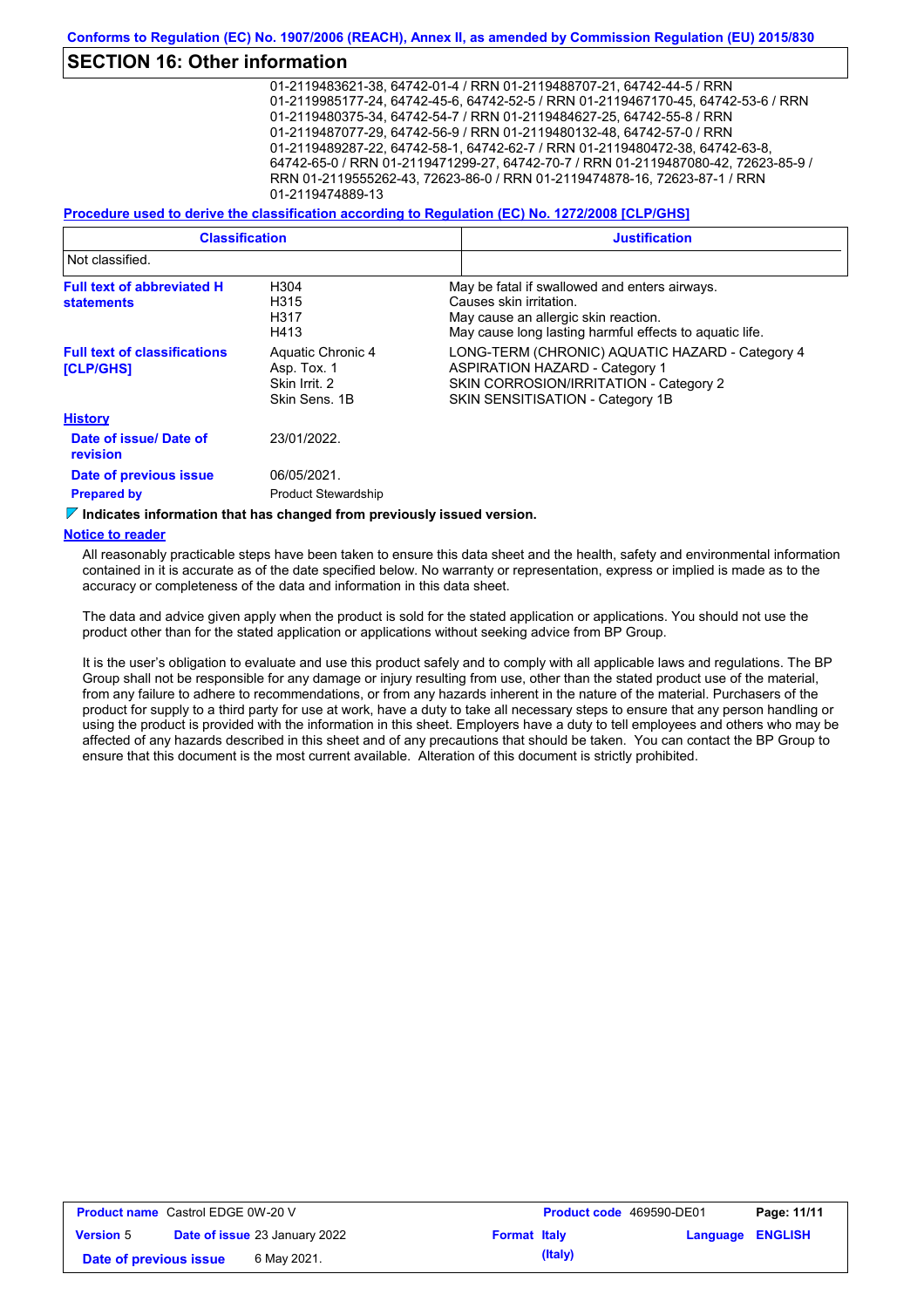Conforms to Regulation (EC) No. 1907/2006 (REACH), Annex II, as amended by Commission Regulation (EU) 2015/830

## SECTION 16: Other information

01-2119483621-38, 64742-01-4 / RRN 01-2119488707-21, 64742-44-5 / RRN 01-2119985177-24, 64742-45-6, 64742-52-5 / RRN 01-2119467170-45, 64742-53-6 / RRN 01-2119480375-34, 64742-54-7 / RRN 01-2119484627-25, 64742-55-8 / RRN 01-2119487077-29, 64742-56-9 / RRN 01-2119480132-48, 64742-57-0 / RRN 01-2119489287-22, 64742-58-1, 64742-62-7 / RRN 01-2119480472-38, 64742-63-8, 64742-65-0 / RRN 01-2119471299-27, 64742-70-7 / RRN 01-2119487080-42, 72623-85-9 / RRN 01-2119555262-43, 72623-86-0 / RRN 01-2119474878-16, 72623-87-1 / RRN 01-2119474889-13

**Procedure used to derive the classification according to Regulation (EC) No. 1272/2008 [CLP/GHS]**

| Classification | Justification |
|---|---|
| Not classified. | |

**Full text of abbreviated H statements**

| | |
|---|---|
| H304 | May be fatal if swallowed and enters airways. |
| H315 | Causes skin irritation. |
| H317 | May cause an allergic skin reaction. |
| H413 | May cause long lasting harmful effects to aquatic life. |

**Full text of classifications [CLP/GHS]**

| | |
|---|---|
| Aquatic Chronic 4 | LONG-TERM (CHRONIC) AQUATIC HAZARD - Category 4 |
| Asp. Tox. 1 | ASPIRATION HAZARD - Category 1 |
| Skin Irrit. 2 | SKIN CORROSION/IRRITATION - Category 2 |
| Skin Sens. 1B | SKIN SENSITISATION - Category 1B |

**History**

**Date of issue/ Date of revision** 23/01/2022.

**Date of previous issue** 06/05/2021.

**Prepared by** Product Stewardship

**Indicates information that has changed from previously issued version.**

**Notice to reader**

All reasonably practicable steps have been taken to ensure this data sheet and the health, safety and environmental information contained in it is accurate as of the date specified below. No warranty or representation, express or implied is made as to the accuracy or completeness of the data and information in this data sheet.

The data and advice given apply when the product is sold for the stated application or applications. You should not use the product other than for the stated application or applications without seeking advice from BP Group.

It is the user's obligation to evaluate and use this product safely and to comply with all applicable laws and regulations. The BP Group shall not be responsible for any damage or injury resulting from use, other than the stated product use of the material, from any failure to adhere to recommendations, or from any hazards inherent in the nature of the material. Purchasers of the product for supply to a third party for use at work, have a duty to take all necessary steps to ensure that any person handling or using the product is provided with the information in this sheet. Employers have a duty to tell employees and others who may be affected of any hazards described in this sheet and of any precautions that should be taken. You can contact the BP Group to ensure that this document is the most current available. Alteration of this document is strictly prohibited.

| | | | |
|---|---|---|---|
| **Product name** Castrol EDGE 0W-20 V | | **Product code** 469590-DE01 | |
| **Version** 5 | **Date of issue** 23 January 2022 | **Format** Italy (Italy) | **Language** ENGLISH |
| **Date of previous issue** 6 May 2021. | | | |